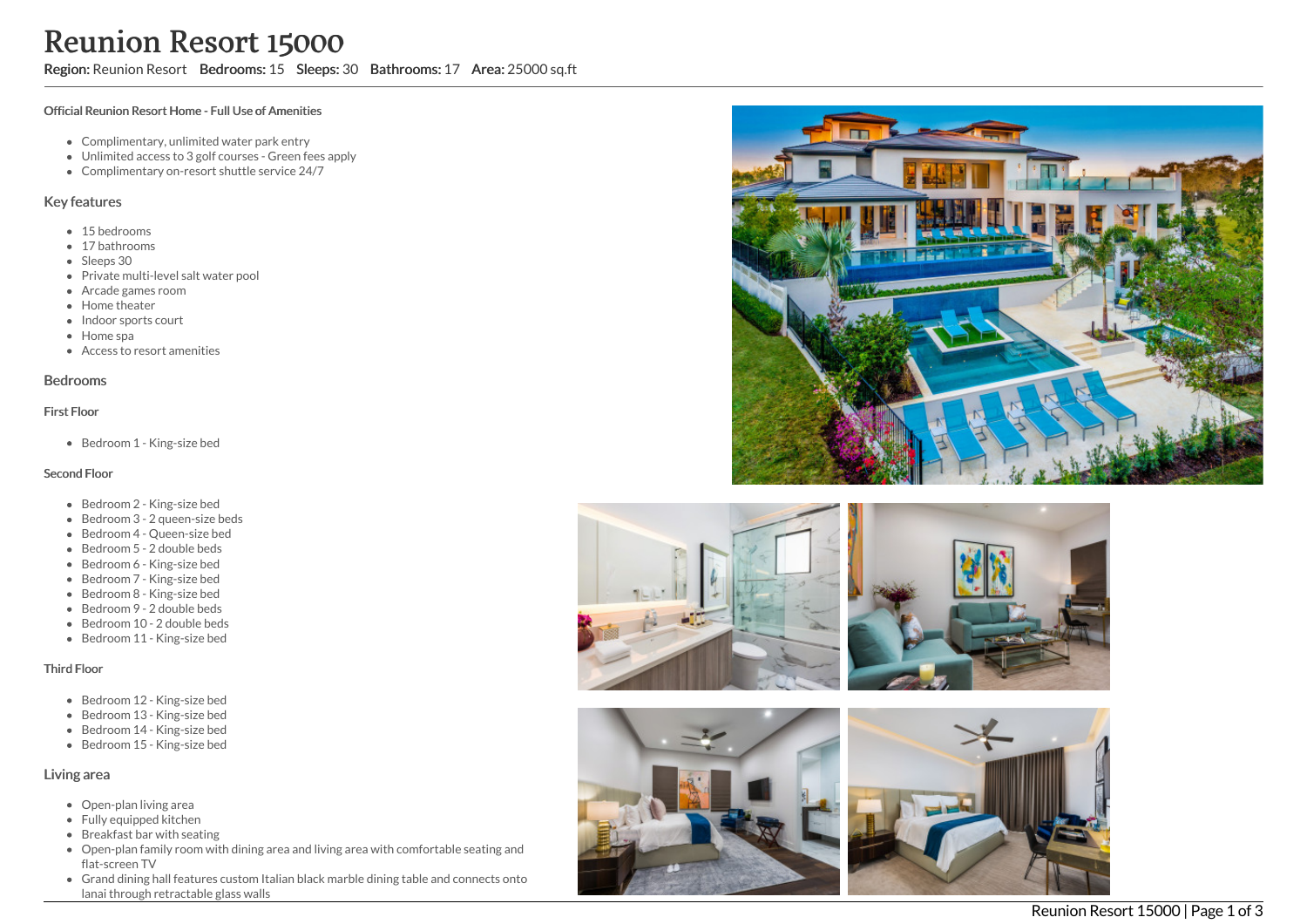# Reunion Resort 15000

**Region:** Reunion Resort **Bedrooms:** 15 **Sleeps:** 30 **Bathrooms:** 17 **Area:** 25000 sq.ft

**Official Reunion Resort Home - Full Use of Amenities**

- Complimentary, unlimited water park entry
- Unlimited access to 3 golf courses - Green fees apply
- Complimentary on-resort shuttle service 24/7

## Key features

- 15 bedrooms
- 17 bathrooms
- Sleeps 30
- Private multi-level salt water pool
- Arcade games room
- Home theater
- Indoor sports court
- Home spa
- Access to resort amenities

## Bedrooms

### First Floor

- Bedroom 1 - King-size bed

### Second Floor

- Bedroom 2 - King-size bed
- Bedroom 3 - 2 queen-size beds
- Bedroom 4 - Queen-size bed
- Bedroom 5 - 2 double beds
- Bedroom 6 - King-size bed
- Bedroom 7 - King-size bed
- Bedroom 8 - King-size bed
- Bedroom 9 - 2 double beds
- Bedroom 10 - 2 double beds
- Bedroom 11 - King-size bed

### Third Floor

- Bedroom 12 - King-size bed
- Bedroom 13 - King-size bed
- Bedroom 14 - King-size bed
- Bedroom 15 - King-size bed

## Living area

- Open-plan living area
- Fully equipped kitchen
- Breakfast bar with seating
- Open-plan family room with dining area and living area with comfortable seating and flat-screen TV
- Grand dining hall features custom Italian black marble dining table and connects onto lanai through retractable glass walls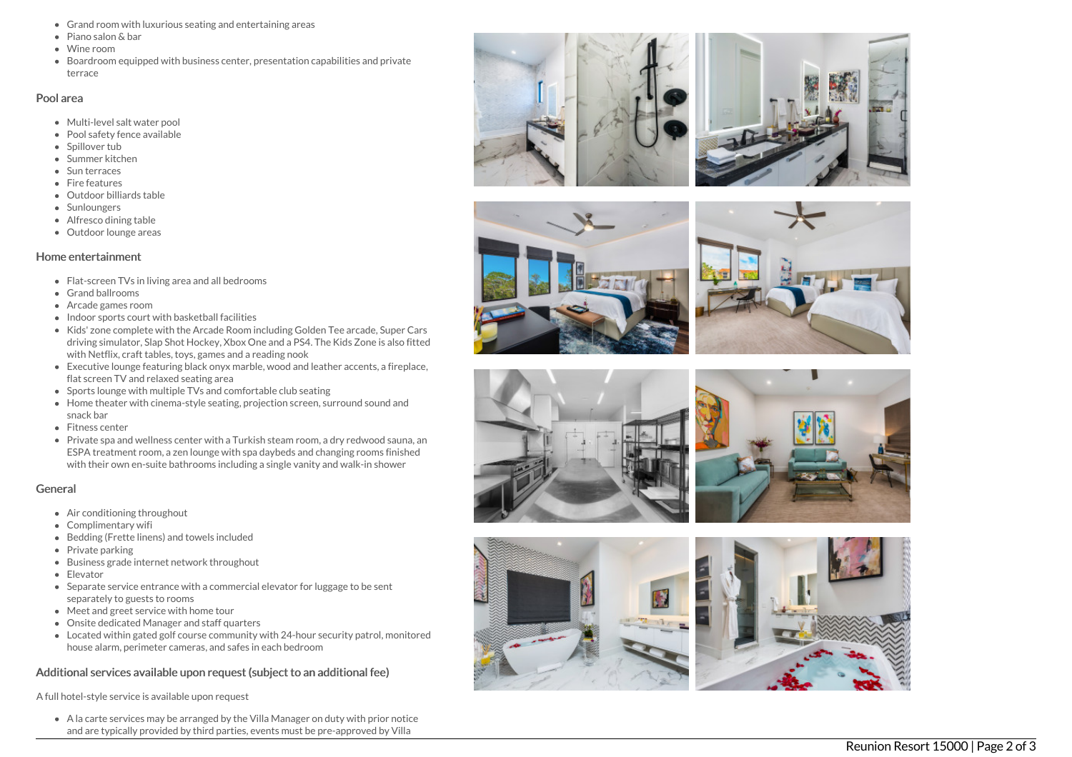- Grand room with luxurious seating and entertaining areas
- Piano salon & bar
- Wine room
- Boardroom equipped with business center, presentation capabilities and private terrace

## Pool area

- Multi-level salt water pool
- Pool safety fence available
- Spillover tub
- Summer kitchen
- Sun terraces
- Fire features
- Outdoor billiards table
- Sunloungers
- Alfresco dining table
- Outdoor lounge areas

## Home entertainment

- Flat-screen TVs in living area and all bedrooms
- Grand ballrooms
- Arcade games room
- Indoor sports court with basketball facilities
- Kids' zone complete with the Arcade Room including Golden Tee arcade, Super Cars driving simulator, Slap Shot Hockey, Xbox One and a PS4. The Kids Zone is also fitted with Netflix, craft tables, toys, games and a reading nook
- Executive lounge featuring black onyx marble, wood and leather accents, a fireplace, flat screen TV and relaxed seating area
- Sports lounge with multiple TVs and comfortable club seating
- Home theater with cinema-style seating, projection screen, surround sound and snack bar
- Fitness center
- Private spa and wellness center with a Turkish steam room, a dry redwood sauna, an ESPA treatment room, a zen lounge with spa daybeds and changing rooms finished with their own en-suite bathrooms including a single vanity and walk-in shower

## General

- Air conditioning throughout
- Complimentary wifi
- Bedding (Frette linens) and towels included
- Private parking
- Business grade internet network throughout
- Elevator
- Separate service entrance with a commercial elevator for luggage to be sent separately to guests to rooms
- Meet and greet service with home tour
- Onsite dedicated Manager and staff quarters
- Located within gated golf course community with 24-hour security patrol, monitored house alarm, perimeter cameras, and safes in each bedroom

## Additional services available upon request (subject to an additional fee)

A full hotel-style service is available upon request

- A la carte services may be arranged by the Villa Manager on duty with prior notice and are typically provided by third parties, events must be pre-approved by Villa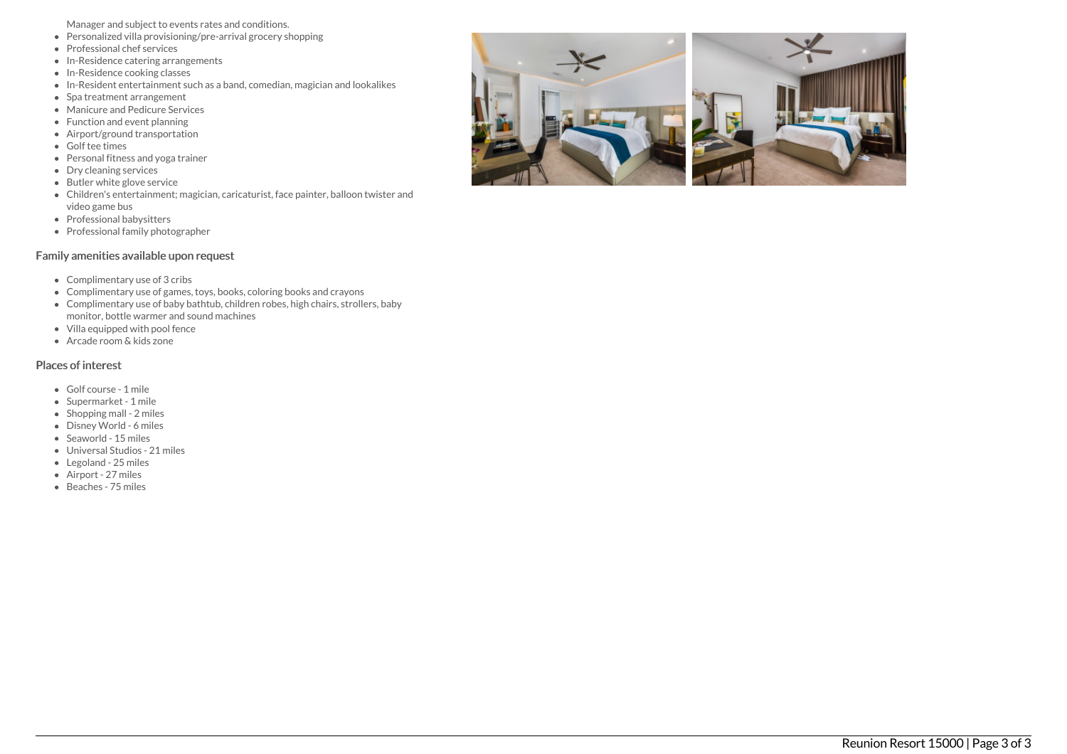Manager and subject to events rates and conditions.

- Personalized villa provisioning/pre-arrival grocery shopping
- Professional chef services
- In-Residence catering arrangements
- In-Residence cooking classes
- In-Resident entertainment such as a band, comedian, magician and lookalikes
- Spa treatment arrangement
- Manicure and Pedicure Services
- Function and event planning
- Airport/ground transportation
- Golf tee times
- Personal fitness and yoga trainer
- Dry cleaning services
- Butler white glove service
- Children's entertainment; magician, caricaturist, face painter, balloon twister and video game bus
- Professional babysitters
- Professional family photographer

### Family amenities available upon request

- Complimentary use of 3 cribs
- Complimentary use of games, toys, books, coloring books and crayons
- Complimentary use of baby bathtub, children robes, high chairs, strollers, baby monitor, bottle warmer and sound machines
- Villa equipped with pool fence
- Arcade room & kids zone

### Places of interest

- Golf course - 1 mile
- Supermarket - 1 mile
- Shopping mall - 2 miles
- Disney World - 6 miles
- Seaworld - 15 miles
- Universal Studios - 21 miles
- Legoland - 25 miles
- Airport - 27 miles
- Beaches - 75 miles